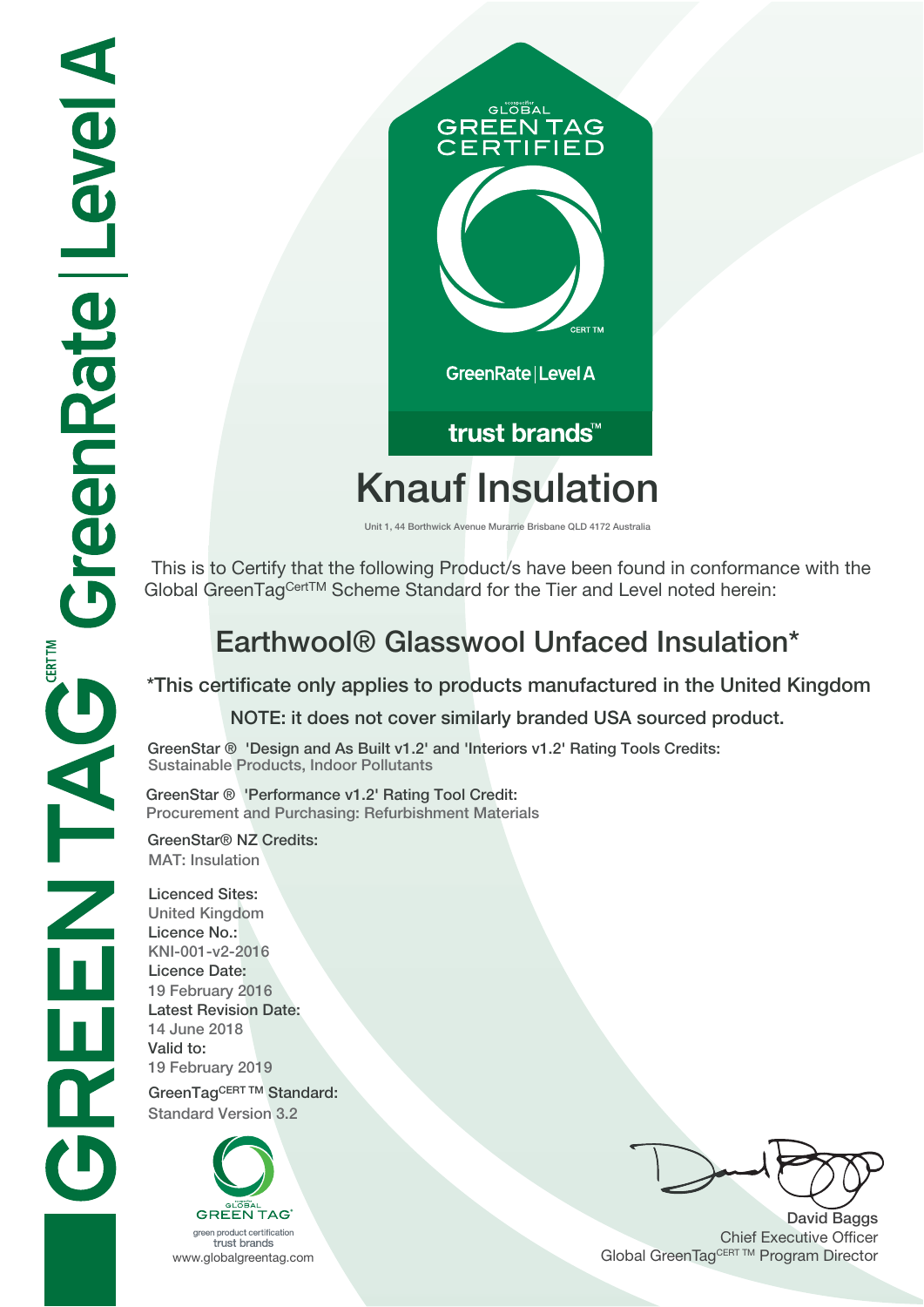GREEN TAG CERT TM GreenRate | Level A

GLOBAL GREEN TAG CERTIFIED

CERT TM

GreenRate | Level A

trust brands™

# Knauf Insulation

Unit 1, 44 Borthwick Avenue Murarrie Brisbane QLD 4172 Australia

This is to Certify that the following Product/s have been found in conformance with the Global GreenTag CertTM Scheme Standard for the Tier and Level noted herein:

## Earthwool® Glasswool Unfaced Insulation*

*This certificate only applies to products manufactured in the United Kingdom

NOTE: it does not cover similarly branded USA sourced product.

**GreenStar ® 'Design and As Built v1.2' and 'Interiors v1.2' Rating Tools Credits:**
Sustainable Products, Indoor Pollutants

**GreenStar ® 'Performance v1.2' Rating Tool Credit:**
Procurement and Purchasing: Refurbishment Materials

**GreenStar® NZ Credits:**
MAT: Insulation

**Licenced Sites:**
United Kingdom

**Licence No.:**
KNI-001-v2-2016

**Licence Date:**
19 February 2016

**Latest Revision Date:**
14 June 2018

**Valid to:**
19 February 2019

**GreenTag CERT TM Standard:**
Standard Version 3.2

GLOBAL GREEN TAG
green product certification
trust brands
www.globalgreentag.com

David Baggs
Chief Executive Officer
Global GreenTag CERT TM Program Director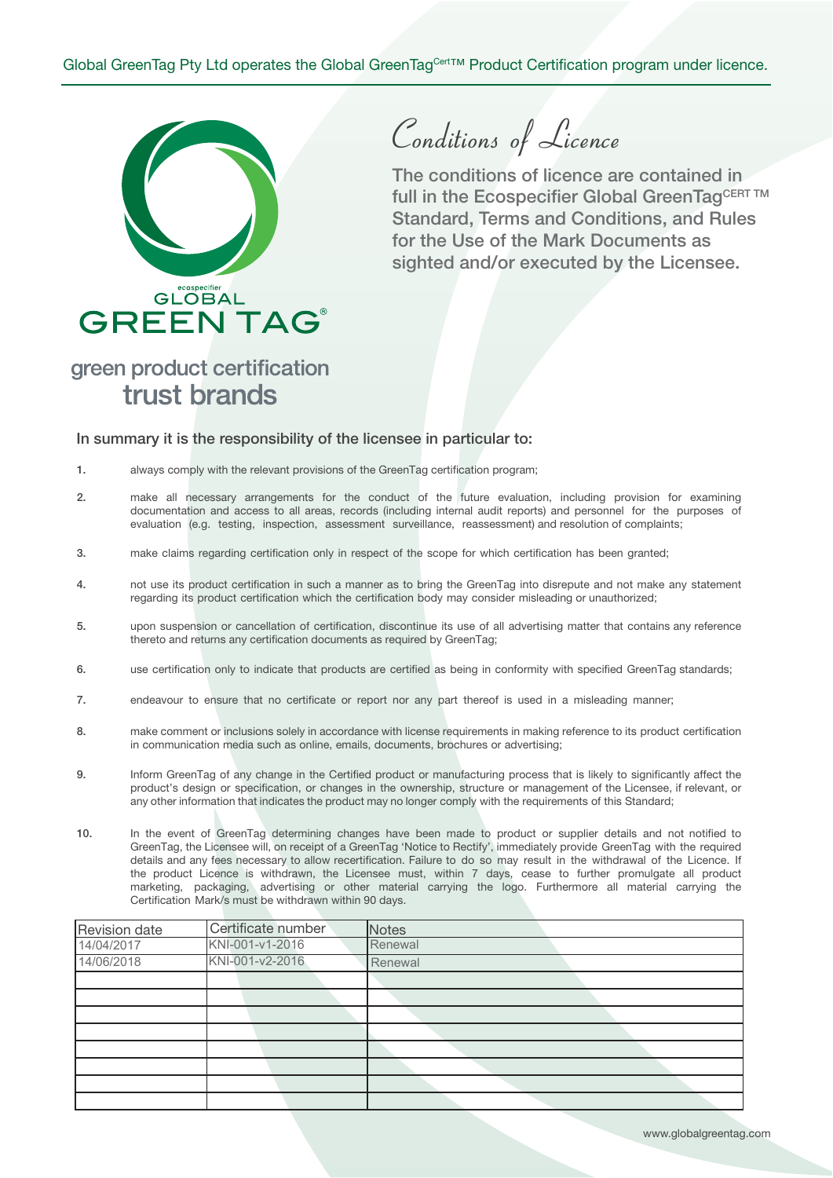Global GreenTag Pty Ltd operates the Global GreenTag[Cert]™ Product Certification program under licence.

GLOBAL GREEN TAG®

green product certification
trust brands

# Conditions of Licence

**The conditions of licence are contained in full in the Ecospecifier Global GreenTag[CERT TM] Standard, Terms and Conditions, and Rules for the Use of the Mark Documents as sighted and/or executed by the Licensee.**

## In summary it is the responsibility of the licensee in particular to:

1. always comply with the relevant provisions of the GreenTag certification program;
2. make all necessary arrangements for the conduct of the future evaluation, including provision for examining documentation and access to all areas, records (including internal audit reports) and personnel for the purposes of evaluation (e.g. testing, inspection, assessment surveillance, reassessment) and resolution of complaints;
3. make claims regarding certification only in respect of the scope for which certification has been granted;
4. not use its product certification in such a manner as to bring the GreenTag into disrepute and not make any statement regarding its product certification which the certification body may consider misleading or unauthorized;
5. upon suspension or cancellation of certification, discontinue its use of all advertising matter that contains any reference thereto and returns any certification documents as required by GreenTag;
6. use certification only to indicate that products are certified as being in conformity with specified GreenTag standards;
7. endeavour to ensure that no certificate or report nor any part thereof is used in a misleading manner;
8. make comment or inclusions solely in accordance with license requirements in making reference to its product certification in communication media such as online, emails, documents, brochures or advertising;
9. Inform GreenTag of any change in the Certified product or manufacturing process that is likely to significantly affect the product's design or specification, or changes in the ownership, structure or management of the Licensee, if relevant, or any other information that indicates the product may no longer comply with the requirements of this Standard;
10. In the event of GreenTag determining changes have been made to product or supplier details and not notified to GreenTag, the Licensee will, on receipt of a GreenTag 'Notice to Rectify', immediately provide GreenTag with the required details and any fees necessary to allow recertification. Failure to do so may result in the withdrawal of the Licence. If the product Licence is withdrawn, the Licensee must, within 7 days, cease to further promulgate all product marketing, packaging, advertising or other material carrying the logo. Furthermore all material carrying the Certification Mark/s must be withdrawn within 90 days.

| Revision date | Certificate number | Notes |
|---|---|---|
| 14/04/2017 | KNI-001-v1-2016 | Renewal |
| 14/06/2018 | KNI-001-v2-2016 | Renewal |
| | | |
| | | |
| | | |
| | | |
| | | |
| | | |
| | | |
| | | |

www.globalgreentag.com